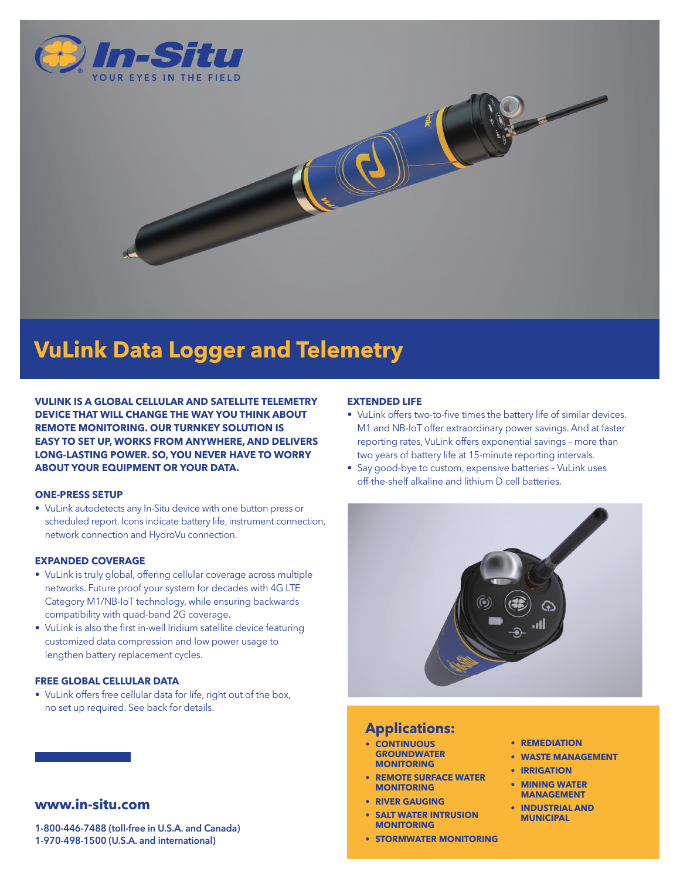In-Situ

YOUR EYES IN THE FIELD

# VuLink Data Logger and Telemetry

**VULINK IS A GLOBAL CELLULAR AND SATELLITE TELEMETRY DEVICE THAT WILL CHANGE THE WAY YOU THINK ABOUT REMOTE MONITORING. OUR TURNKEY SOLUTION IS EASY TO SET UP, WORKS FROM ANYWHERE, AND DELIVERS LONG-LASTING POWER. SO, YOU NEVER HAVE TO WORRY ABOUT YOUR EQUIPMENT OR YOUR DATA.**

### ONE-PRESS SETUP

- VuLink autodetects any In-Situ device with one button press or scheduled report. Icons indicate battery life, instrument connection, network connection and HydroVu connection.

### EXPANDED COVERAGE

- VuLink is truly global, offering cellular coverage across multiple networks. Future proof your system for decades with 4G LTE Category M1/NB-IoT technology, while ensuring backwards compatibility with quad-band 2G coverage.
- VuLink is also the first in-well Iridium satellite device featuring customized data compression and low power usage to lengthen battery replacement cycles.

### FREE GLOBAL CELLULAR DATA

- VuLink offers free cellular data for life, right out of the box, no set up required. See back for details.

### EXTENDED LIFE

- VuLink offers two-to-five times the battery life of similar devices. M1 and NB-IoT offer extraordinary power savings. And at faster reporting rates, VuLink offers exponential savings – more than two years of battery life at 15-minute reporting intervals.
- Say good-bye to custom, expensive batteries – VuLink uses off-the-shelf alkaline and lithium D cell batteries.

## Applications:

- **CONTINUOUS GROUNDWATER MONITORING**
- **REMOTE SURFACE WATER MONITORING**
- **RIVER GAUGING**
- **SALT WATER INTRUSION MONITORING**
- **STORMWATER MONITORING**
- **REMEDIATION**
- **WASTE MANAGEMENT**
- **IRRIGATION**
- **MINING WATER MANAGEMENT**
- **INDUSTRIAL AND MUNICIPAL**

**www.in-situ.com**

**1-800-446-7488 (toll-free in U.S.A. and Canada)**
**1-970-498-1500 (U.S.A. and international)**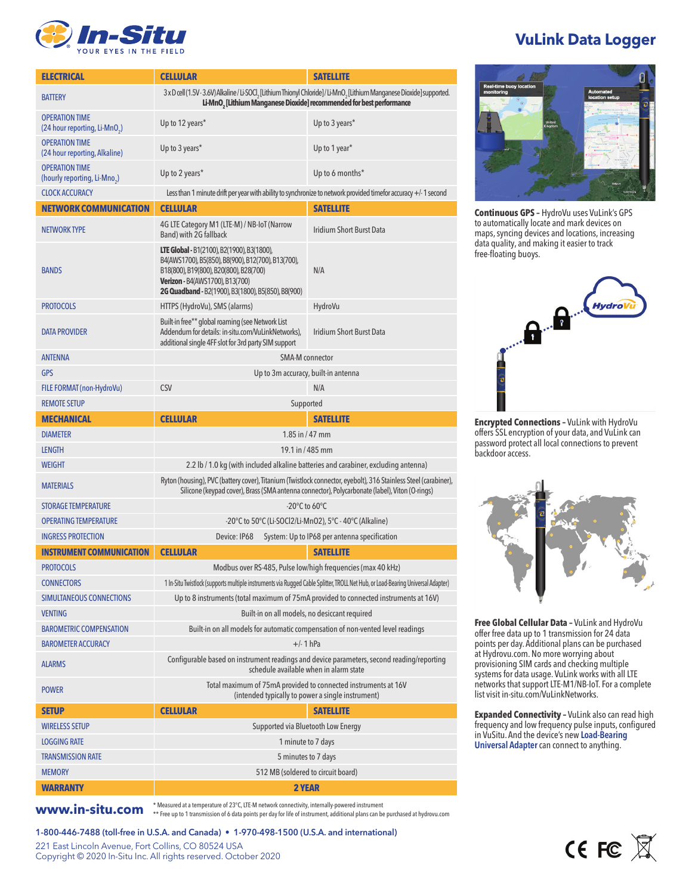# VuLink Data Logger

| ELECTRICAL | CELLULAR | SATELLITE |
|---|---|---|
| BATTERY | 3 x D cell (1.5V - 3.6V) Alkaline / Li-SOCl$_2$ [Lithium Thionyl Chloride] / Li-MnO$_2$ [Lithium Manganese Dioxide] supported. **Li-MnO$_2$ [Lithium Manganese Dioxide] recommended for best performance** | |
| OPERATION TIME (24 hour reporting, Li-MnO$_2$) | Up to 12 years* | Up to 3 years* |
| OPERATION TIME (24 hour reporting, Alkaline) | Up to 3 years* | Up to 1 year* |
| OPERATION TIME (hourly reporting, Li-Mno$_2$) | Up to 2 years* | Up to 6 months* |
| CLOCK ACCURACY | Less than 1 minute drift per year with ability to synchronize to network provided timefor accuracy +/- 1 second | |
| **NETWORK COMMUNICATION** | **CELLULAR** | **SATELLITE** |
| NETWORK TYPE | 4G LTE Category M1 (LTE-M) / NB-IoT (Narrow Band) with 2G fallback | Iridium Short Burst Data |
| BANDS | **LTE Global** - B1(2100), B2(1900), B3(1800), B4(AWS1700), B5(850), B8(900), B12(700), B13(700), B18(800), B19(800), B20(800), B28(700) **Verizon** - B4(AWS1700), B13(700) **2G Quadband** - B2(1900), B3(1800), B5(850), B8(900) | N/A |
| PROTOCOLS | HTTPS (HydroVu), SMS (alarms) | HydroVu |
| DATA PROVIDER | Built-in free** global roaming (see Network List Addendum for details: in-situ.com/VuLinkNetworks), additional single 4FF slot for 3rd party SIM support | Iridium Short Burst Data |
| ANTENNA | SMA-M connector | |
| GPS | Up to 3m accuracy, built-in antenna | |
| FILE FORMAT (non-HydroVu) | CSV | N/A |
| REMOTE SETUP | Supported | |
| **MECHANICAL** | **CELLULAR** | **SATELLITE** |
| DIAMETER | 1.85 in / 47 mm | |
| LENGTH | 19.1 in / 485 mm | |
| WEIGHT | 2.2 lb / 1.0 kg (with included alkaline batteries and carabiner, excluding antenna) | |
| MATERIALS | Ryton (housing), PVC (battery cover), Titanium (Twistlock connector, eyebolt), 316 Stainless Steel (carabiner), Silicone (keypad cover), Brass (SMA antenna connector), Polycarbonate (label), Viton (O-rings) | |
| STORAGE TEMPERATURE | -20°C to 60°C | |
| OPERATING TEMPERATURE | -20°C to 50°C (Li-SOCl2/Li-MnO2), 5°C - 40°C (Alkaline) | |
| INGRESS PROTECTION | Device: IP68 System: Up to IP68 per antenna specification | |
| **INSTRUMENT COMMUNICATION** | **CELLULAR** | **SATELLITE** |
| PROTOCOLS | Modbus over RS-485, Pulse low/high frequencies (max 40 kHz) | |
| CONNECTORS | 1 In-Situ Twistlock (supports multiple instruments via Rugged Cable Splitter, TROLL Net Hub, or Load-Bearing Universal Adapter) | |
| SIMULTANEOUS CONNECTIONS | Up to 8 instruments (total maximum of 75mA provided to connected instruments at 16V) | |
| VENTING | Built-in on all models, no desiccant required | |
| BAROMETRIC COMPENSATION | Built-in on all models for automatic compensation of non-vented level readings | |
| BAROMETER ACCURACY | +/- 1 hPa | |
| ALARMS | Configurable based on instrument readings and device parameters, second reading/reporting schedule available when in alarm state | |
| POWER | Total maximum of 75mA provided to connected instruments at 16V (intended typically to power a single instrument) | |
| **SETUP** | **CELLULAR** | **SATELLITE** |
| WIRELESS SETUP | Supported via Bluetooth Low Energy | |
| LOGGING RATE | 1 minute to 7 days | |
| TRANSMISSION RATE | 5 minutes to 7 days | |
| MEMORY | 512 MB (soldered to circuit board) | |
| **WARRANTY** | **2 YEAR** | |

\* Measured at a temperature of 23°C, LTE-M network connectivity, internally-powered instrument
\*\* Free up to 1 transmission of 6 data points per day for life of instrument, additional plans can be purchased at hydrovu.com

Real-time buoy location monitoring

Automated location setup

**Continuous GPS –** HydroVu uses VuLink's GPS to automatically locate and mark devices on maps, syncing devices and locations, increasing data quality, and making it easier to track free-floating buoys.

**Encrypted Connections –** VuLink with HydroVu offers SSL encryption of your data, and VuLink can password protect all local connections to prevent backdoor access.

**Free Global Cellular Data –** VuLink and HydroVu offer free data up to 1 transmission for 24 data points per day. Additional plans can be purchased at Hydrovu.com. No more worrying about provisioning SIM cards and checking multiple systems for data usage. VuLink works with all LTE networks that support LTE-M1/NB-IoT. For a complete list visit in-situ.com/VuLinkNetworks.

**Expanded Connectivity –** VuLink also can read high frequency and low frequency pulse inputs, configured in VuSitu. And the device's new **Load-Bearing Universal Adapter** can connect to anything.

**www.in-situ.com**

**1-800-446-7488 (toll-free in U.S.A. and Canada) • 1-970-498-1500 (U.S.A. and international)**

221 East Lincoln Avenue, Fort Collins, CO 80524 USA
Copyright © 2020 In-Situ Inc. All rights reserved. October 2020